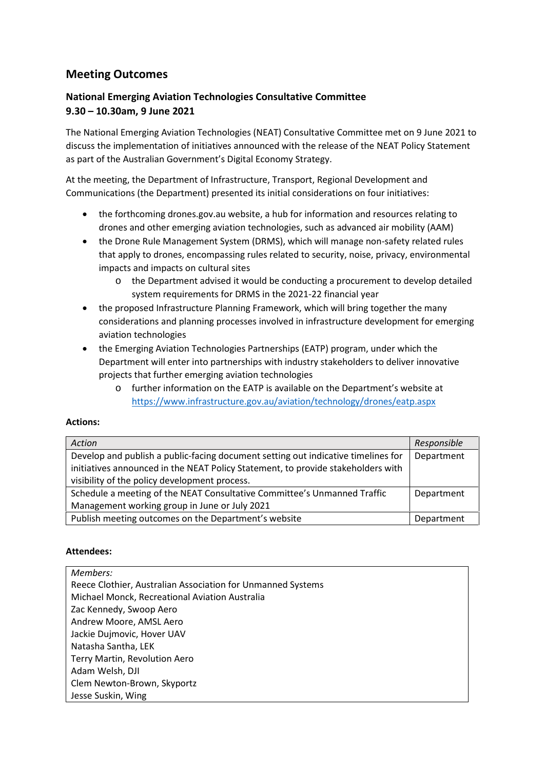## Meeting Outcomes

### National Emerging Aviation Technologies Consultative Committee
### 9.30 – 10.30am, 9 June 2021

The National Emerging Aviation Technologies (NEAT) Consultative Committee met on 9 June 2021 to discuss the implementation of initiatives announced with the release of the NEAT Policy Statement as part of the Australian Government's Digital Economy Strategy.

At the meeting, the Department of Infrastructure, Transport, Regional Development and Communications (the Department) presented its initial considerations on four initiatives:

- the forthcoming drones.gov.au website, a hub for information and resources relating to drones and other emerging aviation technologies, such as advanced air mobility (AAM)
- the Drone Rule Management System (DRMS), which will manage non-safety related rules that apply to drones, encompassing rules related to security, noise, privacy, environmental impacts and impacts on cultural sites
  - the Department advised it would be conducting a procurement to develop detailed system requirements for DRMS in the 2021-22 financial year
- the proposed Infrastructure Planning Framework, which will bring together the many considerations and planning processes involved in infrastructure development for emerging aviation technologies
- the Emerging Aviation Technologies Partnerships (EATP) program, under which the Department will enter into partnerships with industry stakeholders to deliver innovative projects that further emerging aviation technologies
  - further information on the EATP is available on the Department's website at https://www.infrastructure.gov.au/aviation/technology/drones/eatp.aspx

**Actions:**

| *Action* | *Responsible* |
| --- | --- |
| Develop and publish a public-facing document setting out indicative timelines for initiatives announced in the NEAT Policy Statement, to provide stakeholders with visibility of the policy development process. | Department |
| Schedule a meeting of the NEAT Consultative Committee's Unmanned Traffic Management working group in June or July 2021 | Department |
| Publish meeting outcomes on the Department's website | Department |

**Attendees:**

*Members:*
Reece Clothier, Australian Association for Unmanned Systems
Michael Monck, Recreational Aviation Australia
Zac Kennedy, Swoop Aero
Andrew Moore, AMSL Aero
Jackie Dujmovic, Hover UAV
Natasha Santha, LEK
Terry Martin, Revolution Aero
Adam Welsh, DJI
Clem Newton-Brown, Skyportz
Jesse Suskin, Wing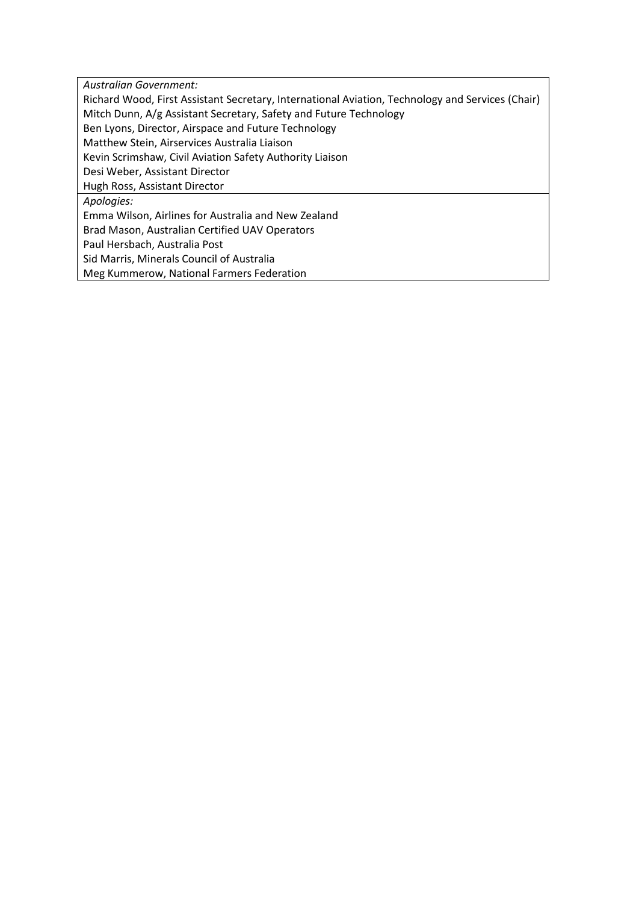| |
|---|
| *Australian Government:*<br>Richard Wood, First Assistant Secretary, International Aviation, Technology and Services (Chair)<br>Mitch Dunn, A/g Assistant Secretary, Safety and Future Technology<br>Ben Lyons, Director, Airspace and Future Technology<br>Matthew Stein, Airservices Australia Liaison<br>Kevin Scrimshaw, Civil Aviation Safety Authority Liaison<br>Desi Weber, Assistant Director<br>Hugh Ross, Assistant Director |
| *Apologies:*<br>Emma Wilson, Airlines for Australia and New Zealand<br>Brad Mason, Australian Certified UAV Operators<br>Paul Hersbach, Australia Post<br>Sid Marris, Minerals Council of Australia<br>Meg Kummerow, National Farmers Federation |